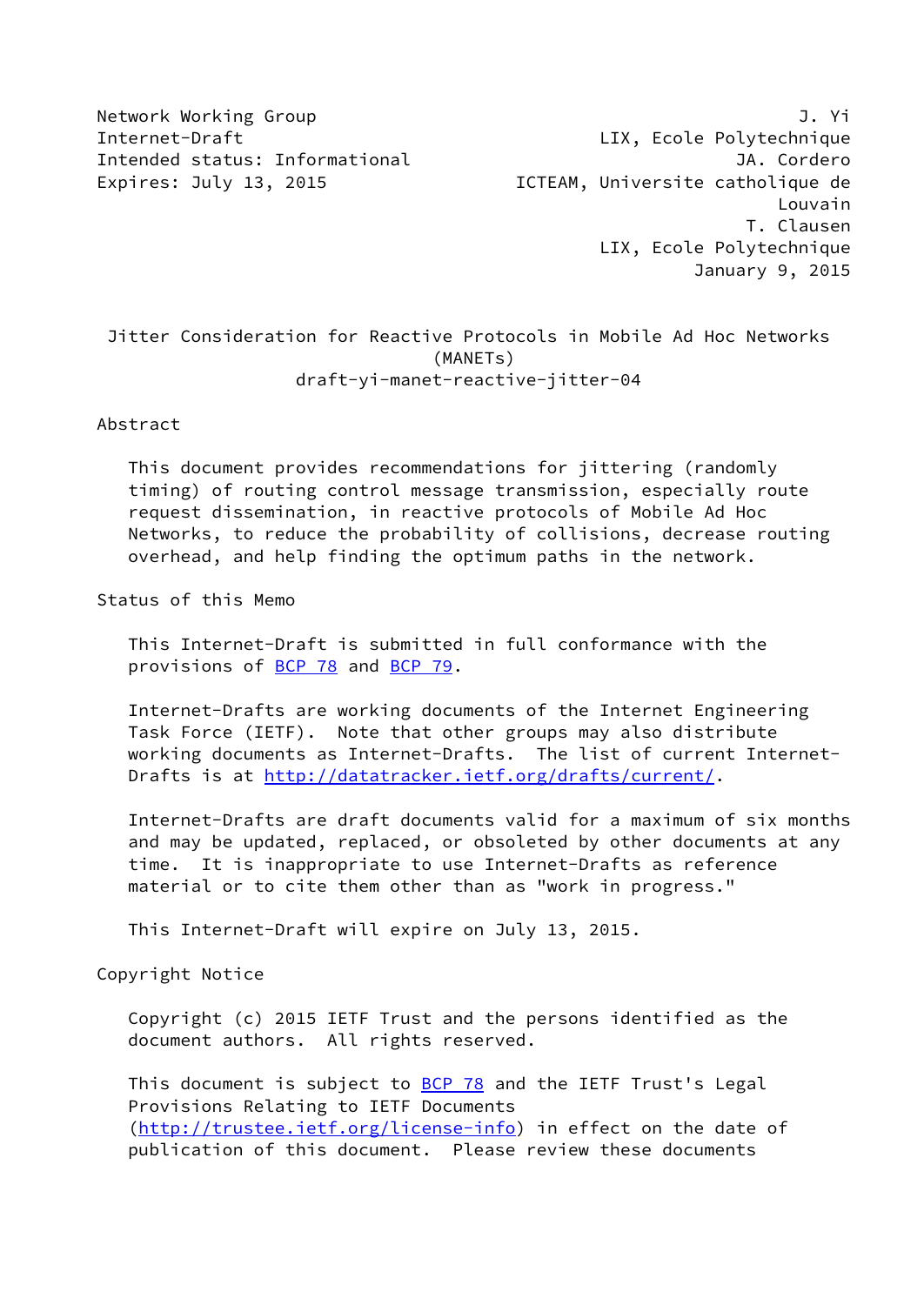Network Working Group J. Yi
Internet-Draft LIX, Ecole Polytechnique
Intended status: Informational JA. Cordero
Expires: July 13, 2015 ICTEAM, Universite catholique de Louvain
T. Clausen
LIX, Ecole Polytechnique
January 9, 2015

# Jitter Consideration for Reactive Protocols in Mobile Ad Hoc Networks (MANETs)

draft-yi-manet-reactive-jitter-04

## Abstract

This document provides recommendations for jittering (randomly timing) of routing control message transmission, especially route request dissemination, in reactive protocols of Mobile Ad Hoc Networks, to reduce the probability of collisions, decrease routing overhead, and help finding the optimum paths in the network.

## Status of this Memo

This Internet-Draft is submitted in full conformance with the provisions of BCP 78 and BCP 79.

Internet-Drafts are working documents of the Internet Engineering Task Force (IETF). Note that other groups may also distribute working documents as Internet-Drafts. The list of current Internet-Drafts is at http://datatracker.ietf.org/drafts/current/.

Internet-Drafts are draft documents valid for a maximum of six months and may be updated, replaced, or obsoleted by other documents at any time. It is inappropriate to use Internet-Drafts as reference material or to cite them other than as "work in progress."

This Internet-Draft will expire on July 13, 2015.

## Copyright Notice

Copyright (c) 2015 IETF Trust and the persons identified as the document authors. All rights reserved.

This document is subject to BCP 78 and the IETF Trust's Legal Provisions Relating to IETF Documents (http://trustee.ietf.org/license-info) in effect on the date of publication of this document. Please review these documents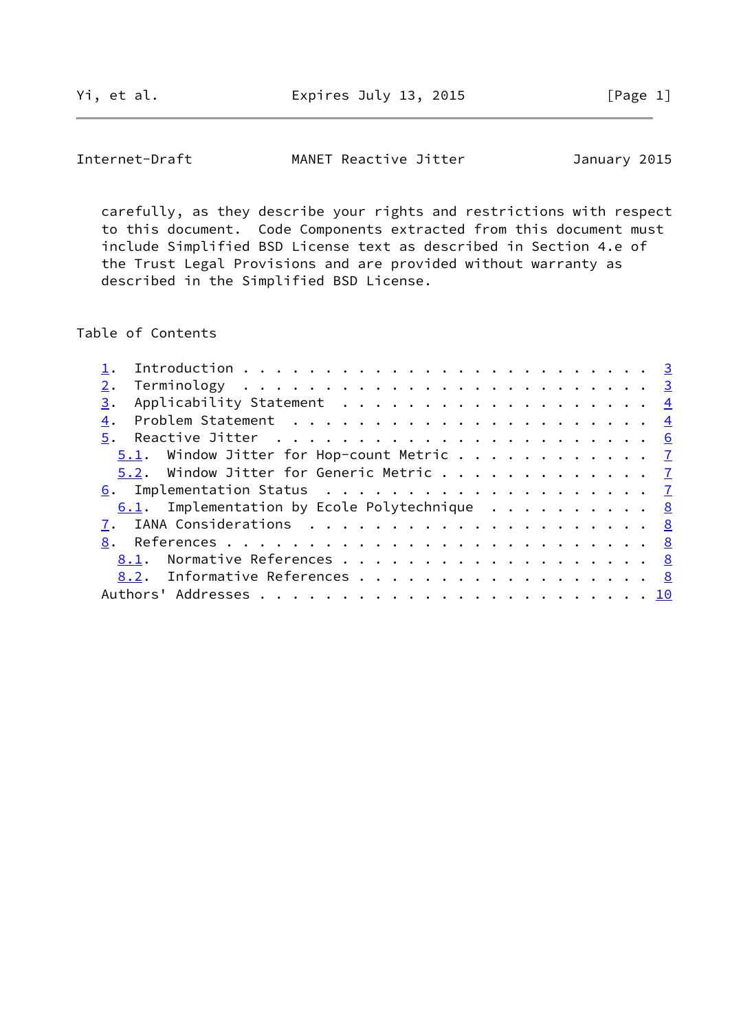carefully, as they describe your rights and restrictions with respect to this document. Code Components extracted from this document must include Simplified BSD License text as described in Section 4.e of the Trust Legal Provisions and are provided without warranty as described in the Simplified BSD License.

## Table of Contents

- 1. Introduction . . . . . . . . . . . . . . . . . . . . . . . . 3
- 2. Terminology . . . . . . . . . . . . . . . . . . . . . . . . 3
- 3. Applicability Statement . . . . . . . . . . . . . . . . . . 4
- 4. Problem Statement . . . . . . . . . . . . . . . . . . . . . 4
- 5. Reactive Jitter . . . . . . . . . . . . . . . . . . . . . . 6
  - 5.1. Window Jitter for Hop-count Metric . . . . . . . . . . . . 7
  - 5.2. Window Jitter for Generic Metric . . . . . . . . . . . . . 7
- 6. Implementation Status . . . . . . . . . . . . . . . . . . . 7
  - 6.1. Implementation by Ecole Polytechnique . . . . . . . . . . 8
- 7. IANA Considerations . . . . . . . . . . . . . . . . . . . . 8
- 8. References . . . . . . . . . . . . . . . . . . . . . . . . . 8
  - 8.1. Normative References . . . . . . . . . . . . . . . . . . . 8
  - 8.2. Informative References . . . . . . . . . . . . . . . . . . 8
- Authors' Addresses . . . . . . . . . . . . . . . . . . . . . . . 10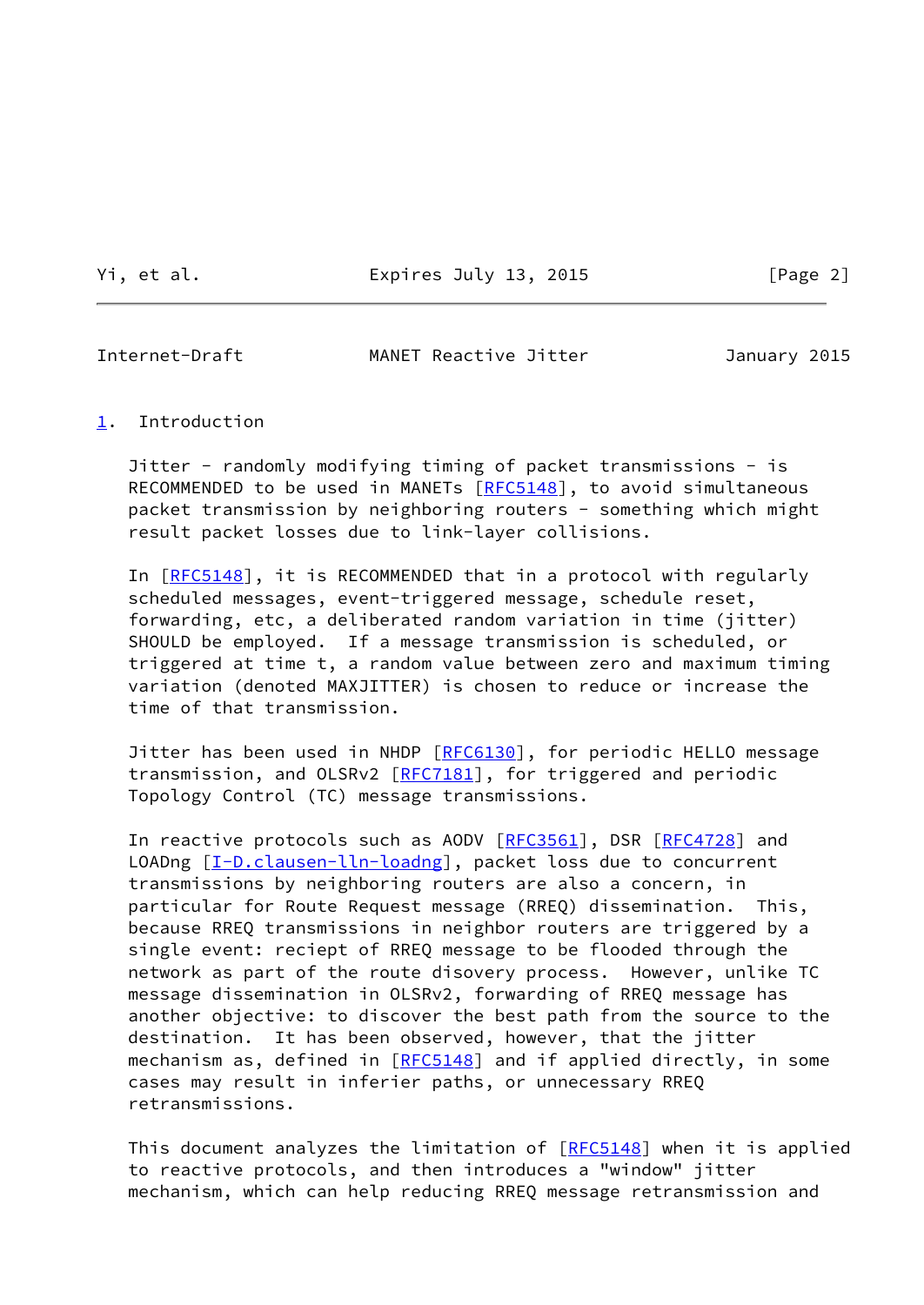## 1. Introduction

Jitter - randomly modifying timing of packet transmissions - is RECOMMENDED to be used in MANETs [RFC5148], to avoid simultaneous packet transmission by neighboring routers - something which might result packet losses due to link-layer collisions.

In [RFC5148], it is RECOMMENDED that in a protocol with regularly scheduled messages, event-triggered message, schedule reset, forwarding, etc, a deliberated random variation in time (jitter) SHOULD be employed. If a message transmission is scheduled, or triggered at time t, a random value between zero and maximum timing variation (denoted MAXJITTER) is chosen to reduce or increase the time of that transmission.

Jitter has been used in NHDP [RFC6130], for periodic HELLO message transmission, and OLSRv2 [RFC7181], for triggered and periodic Topology Control (TC) message transmissions.

In reactive protocols such as AODV [RFC3561], DSR [RFC4728] and LOADng [I-D.clausen-lln-loadng], packet loss due to concurrent transmissions by neighboring routers are also a concern, in particular for Route Request message (RREQ) dissemination. This, because RREQ transmissions in neighbor routers are triggered by a single event: reciept of RREQ message to be flooded through the network as part of the route disovery process. However, unlike TC message dissemination in OLSRv2, forwarding of RREQ message has another objective: to discover the best path from the source to the destination. It has been observed, however, that the jitter mechanism as, defined in [RFC5148] and if applied directly, in some cases may result in inferier paths, or unnecessary RREQ retransmissions.

This document analyzes the limitation of [RFC5148] when it is applied to reactive protocols, and then introduces a "window" jitter mechanism, which can help reducing RREQ message retransmission and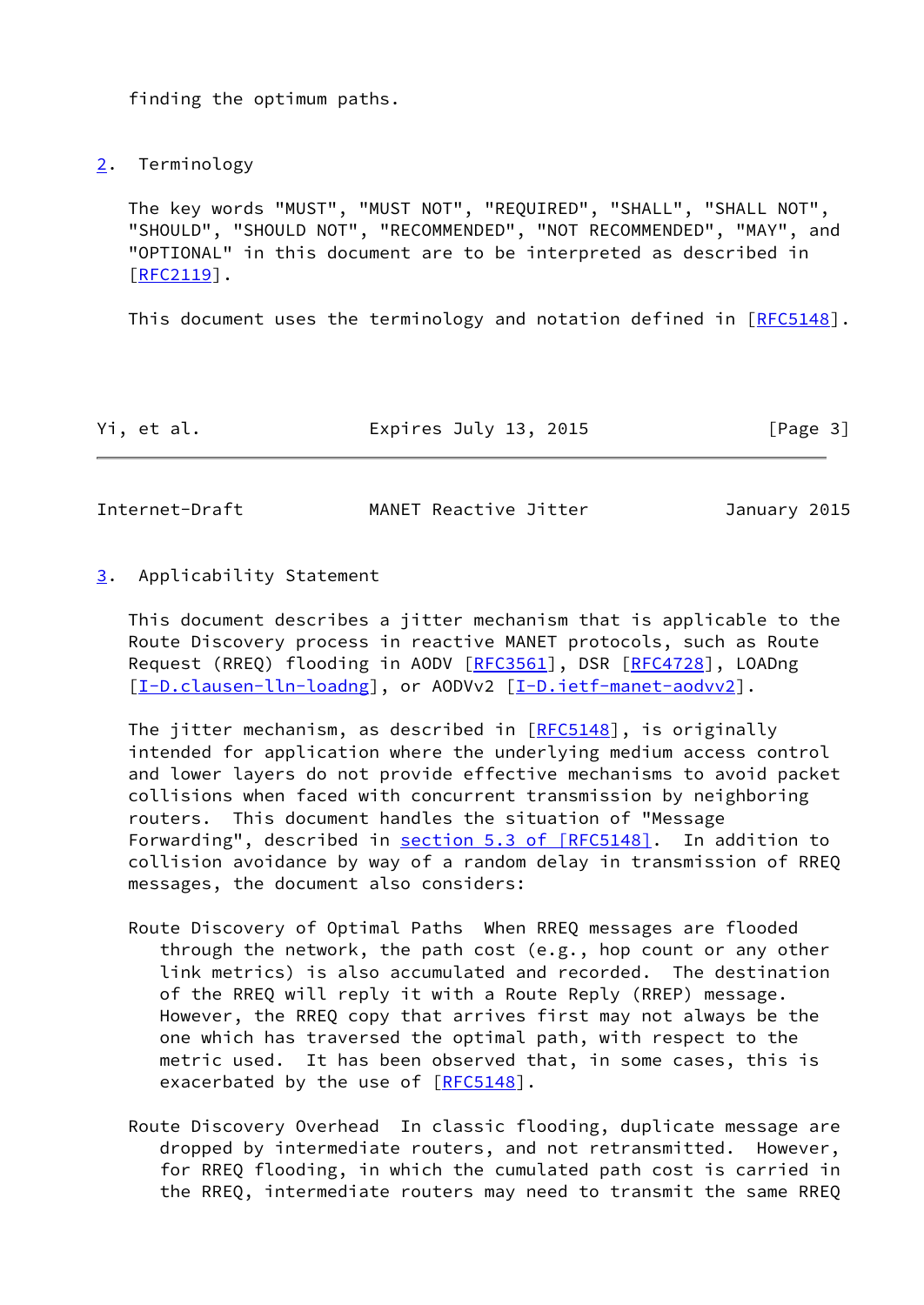finding the optimum paths.

## 2. Terminology

The key words "MUST", "MUST NOT", "REQUIRED", "SHALL", "SHALL NOT", "SHOULD", "SHOULD NOT", "RECOMMENDED", "NOT RECOMMENDED", "MAY", and "OPTIONAL" in this document are to be interpreted as described in [RFC2119].

This document uses the terminology and notation defined in [RFC5148].

## 3. Applicability Statement

This document describes a jitter mechanism that is applicable to the Route Discovery process in reactive MANET protocols, such as Route Request (RREQ) flooding in AODV [RFC3561], DSR [RFC4728], LOADng [I-D.clausen-lln-loadng], or AODVv2 [I-D.ietf-manet-aodvv2].

The jitter mechanism, as described in [RFC5148], is originally intended for application where the underlying medium access control and lower layers do not provide effective mechanisms to avoid packet collisions when faced with concurrent transmission by neighboring routers. This document handles the situation of "Message Forwarding", described in section 5.3 of [RFC5148]. In addition to collision avoidance by way of a random delay in transmission of RREQ messages, the document also considers:

Route Discovery of Optimal Paths  When RREQ messages are flooded through the network, the path cost (e.g., hop count or any other link metrics) is also accumulated and recorded. The destination of the RREQ will reply it with a Route Reply (RREP) message. However, the RREQ copy that arrives first may not always be the one which has traversed the optimal path, with respect to the metric used. It has been observed that, in some cases, this is exacerbated by the use of [RFC5148].

Route Discovery Overhead  In classic flooding, duplicate message are dropped by intermediate routers, and not retransmitted. However, for RREQ flooding, in which the cumulated path cost is carried in the RREQ, intermediate routers may need to transmit the same RREQ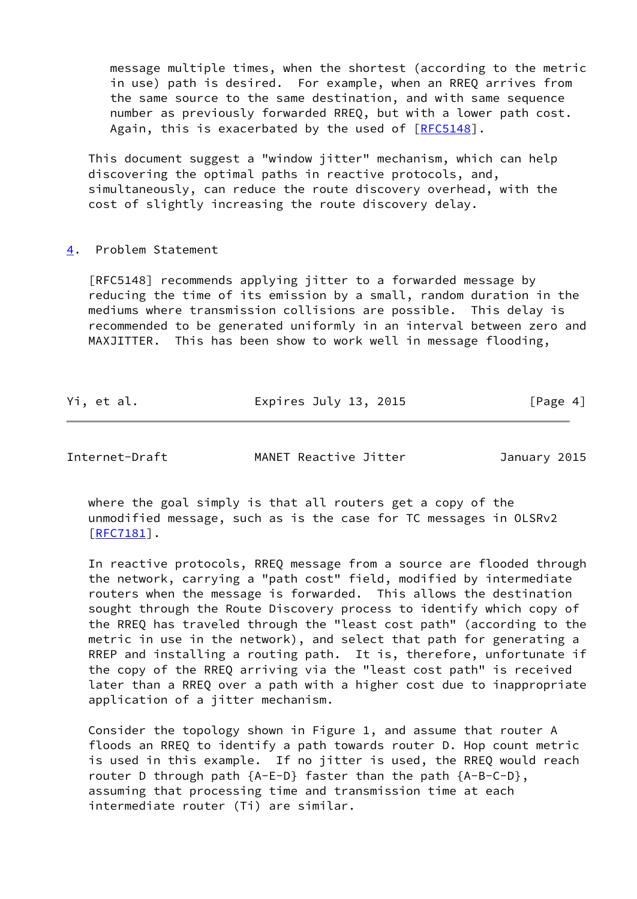message multiple times, when the shortest (according to the metric in use) path is desired. For example, when an RREQ arrives from the same source to the same destination, and with same sequence number as previously forwarded RREQ, but with a lower path cost. Again, this is exacerbated by the used of [RFC5148].

This document suggest a "window jitter" mechanism, which can help discovering the optimal paths in reactive protocols, and, simultaneously, can reduce the route discovery overhead, with the cost of slightly increasing the route discovery delay.

## 4. Problem Statement

[RFC5148] recommends applying jitter to a forwarded message by reducing the time of its emission by a small, random duration in the mediums where transmission collisions are possible. This delay is recommended to be generated uniformly in an interval between zero and MAXJITTER. This has been show to work well in message flooding, where the goal simply is that all routers get a copy of the unmodified message, such as is the case for TC messages in OLSRv2 [RFC7181].

In reactive protocols, RREQ message from a source are flooded through the network, carrying a "path cost" field, modified by intermediate routers when the message is forwarded. This allows the destination sought through the Route Discovery process to identify which copy of the RREQ has traveled through the "least cost path" (according to the metric in use in the network), and select that path for generating a RREP and installing a routing path. It is, therefore, unfortunate if the copy of the RREQ arriving via the "least cost path" is received later than a RREQ over a path with a higher cost due to inappropriate application of a jitter mechanism.

Consider the topology shown in Figure 1, and assume that router A floods an RREQ to identify a path towards router D. Hop count metric is used in this example. If no jitter is used, the RREQ would reach router D through path {A-E-D} faster than the path {A-B-C-D}, assuming that processing time and transmission time at each intermediate router (Ti) are similar.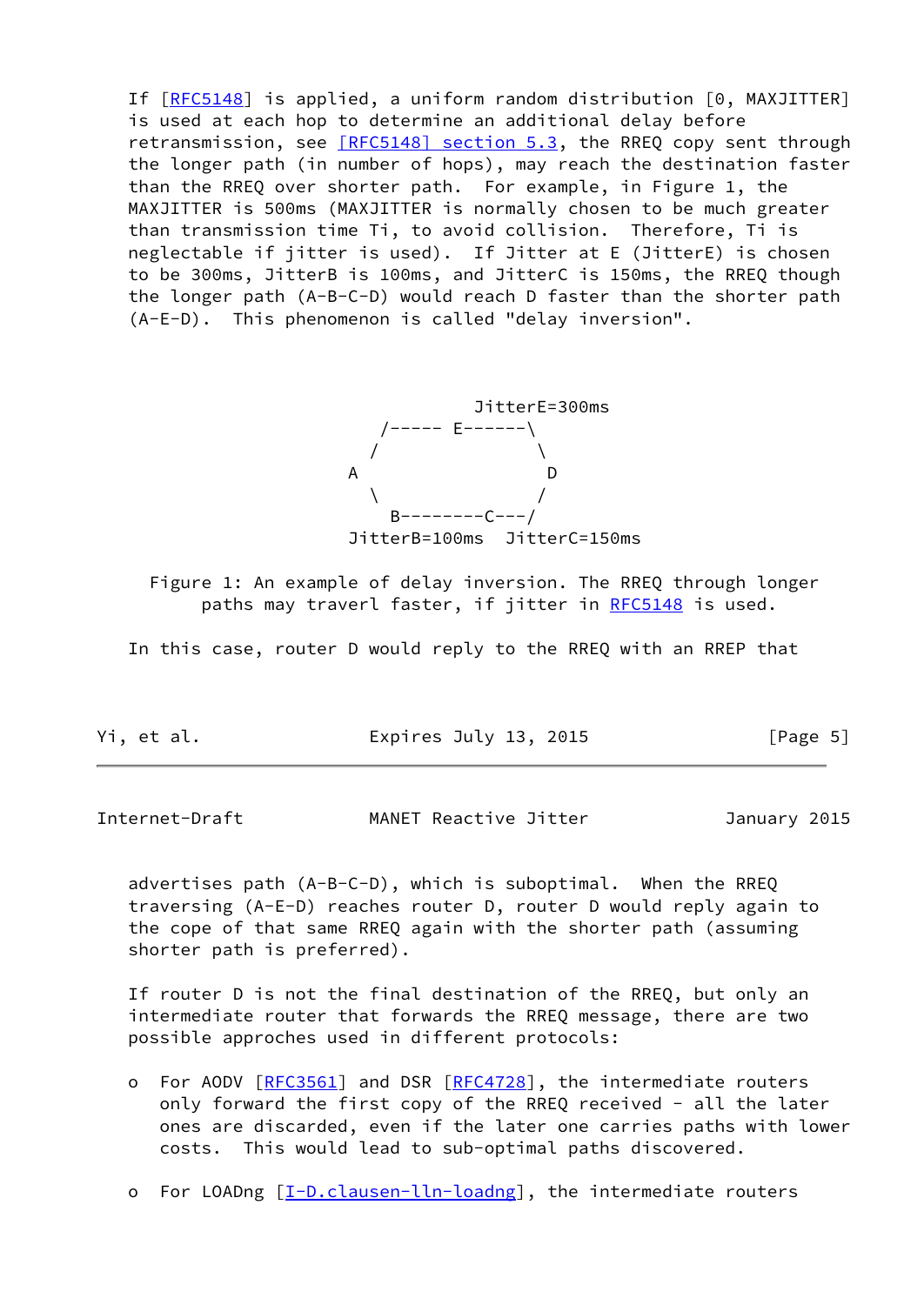If [RFC5148] is applied, a uniform random distribution [0, MAXJITTER] is used at each hop to determine an additional delay before retransmission, see [RFC5148] section 5.3, the RREQ copy sent through the longer path (in number of hops), may reach the destination faster than the RREQ over shorter path. For example, in Figure 1, the MAXJITTER is 500ms (MAXJITTER is normally chosen to be much greater than transmission time Ti, to avoid collision. Therefore, Ti is neglectable if jitter is used). If Jitter at E (JitterE) is chosen to be 300ms, JitterB is 100ms, and JitterC is 150ms, the RREQ though the longer path (A-B-C-D) would reach D faster than the shorter path (A-E-D). This phenomenon is called "delay inversion".

```
                   JitterE=300ms
           /----- E------\
          /               \
         A                 D
          \               /
           B--------C---/
     JitterB=100ms  JitterC=150ms
```

Figure 1: An example of delay inversion. The RREQ through longer paths may traverl faster, if jitter in RFC5148 is used.

In this case, router D would reply to the RREQ with an RREP that advertises path (A-B-C-D), which is suboptimal. When the RREQ traversing (A-E-D) reaches router D, router D would reply again to the cope of that same RREQ again with the shorter path (assuming shorter path is preferred).

If router D is not the final destination of the RREQ, but only an intermediate router that forwards the RREQ message, there are two possible approches used in different protocols:

- For AODV [RFC3561] and DSR [RFC4728], the intermediate routers only forward the first copy of the RREQ received - all the later ones are discarded, even if the later one carries paths with lower costs. This would lead to sub-optimal paths discovered.

- For LOADng [I-D.clausen-lln-loadng], the intermediate routers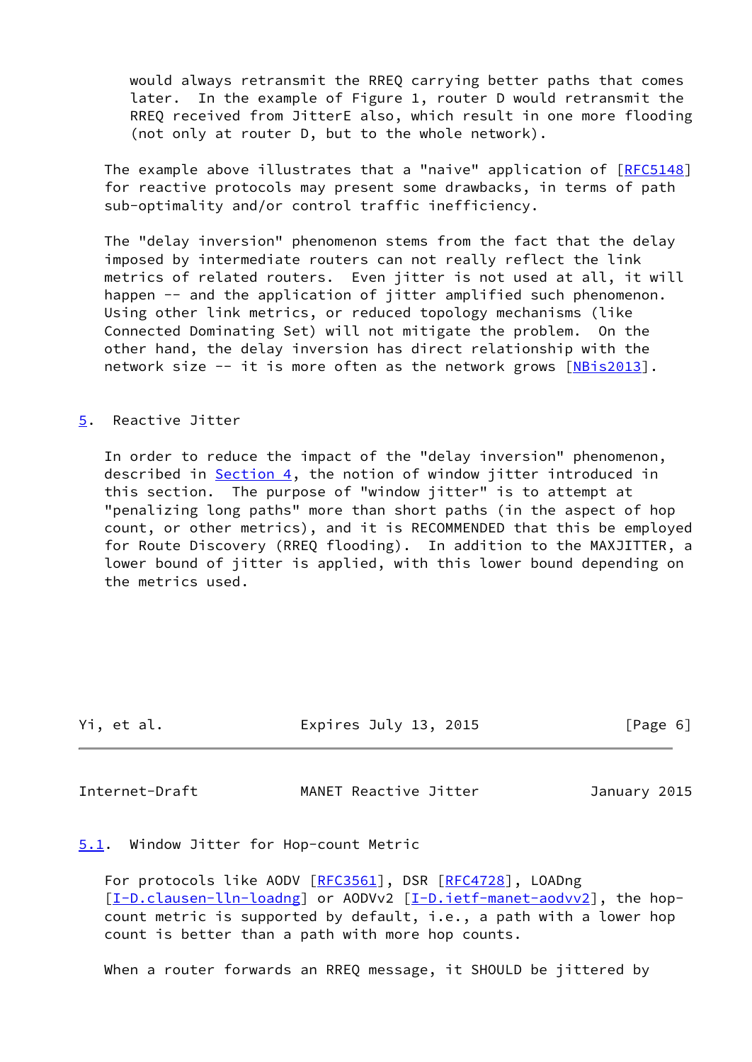would always retransmit the RREQ carrying better paths that comes later. In the example of Figure 1, router D would retransmit the RREQ received from JitterE also, which result in one more flooding (not only at router D, but to the whole network).

The example above illustrates that a "naive" application of [RFC5148] for reactive protocols may present some drawbacks, in terms of path sub-optimality and/or control traffic inefficiency.

The "delay inversion" phenomenon stems from the fact that the delay imposed by intermediate routers can not really reflect the link metrics of related routers. Even jitter is not used at all, it will happen -- and the application of jitter amplified such phenomenon. Using other link metrics, or reduced topology mechanisms (like Connected Dominating Set) will not mitigate the problem. On the other hand, the delay inversion has direct relationship with the network size -- it is more often as the network grows [NBis2013].

## 5. Reactive Jitter

In order to reduce the impact of the "delay inversion" phenomenon, described in Section 4, the notion of window jitter introduced in this section. The purpose of "window jitter" is to attempt at "penalizing long paths" more than short paths (in the aspect of hop count, or other metrics), and it is RECOMMENDED that this be employed for Route Discovery (RREQ flooding). In addition to the MAXJITTER, a lower bound of jitter is applied, with this lower bound depending on the metrics used.

### 5.1. Window Jitter for Hop-count Metric

For protocols like AODV [RFC3561], DSR [RFC4728], LOADng [I-D.clausen-lln-loadng] or AODVv2 [I-D.ietf-manet-aodvv2], the hop-count metric is supported by default, i.e., a path with a lower hop count is better than a path with more hop counts.

When a router forwards an RREQ message, it SHOULD be jittered by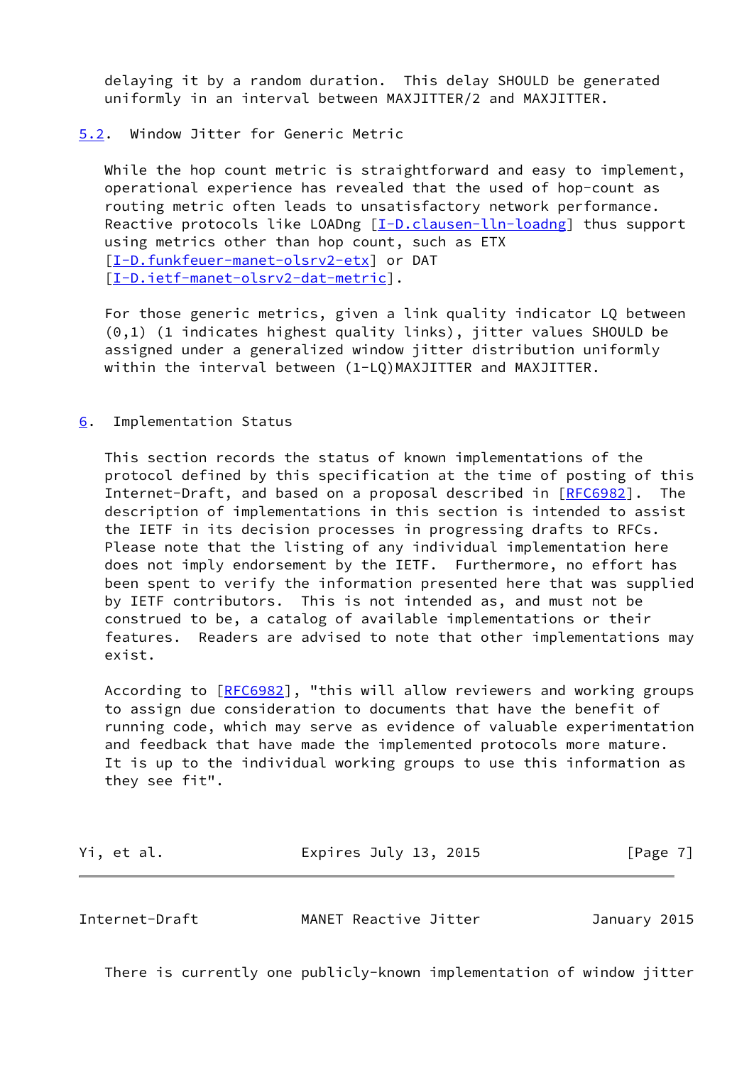delaying it by a random duration.  This delay SHOULD be generated uniformly in an interval between MAXJITTER/2 and MAXJITTER.

### 5.2. Window Jitter for Generic Metric

While the hop count metric is straightforward and easy to implement, operational experience has revealed that the used of hop-count as routing metric often leads to unsatisfactory network performance. Reactive protocols like LOADng [I-D.clausen-lln-loadng] thus support using metrics other than hop count, such as ETX [I-D.funkfeuer-manet-olsrv2-etx] or DAT [I-D.ietf-manet-olsrv2-dat-metric].

For those generic metrics, given a link quality indicator LQ between (0,1) (1 indicates highest quality links), jitter values SHOULD be assigned under a generalized window jitter distribution uniformly within the interval between (1-LQ)MAXJITTER and MAXJITTER.

## 6. Implementation Status

This section records the status of known implementations of the protocol defined by this specification at the time of posting of this Internet-Draft, and based on a proposal described in [RFC6982]. The description of implementations in this section is intended to assist the IETF in its decision processes in progressing drafts to RFCs. Please note that the listing of any individual implementation here does not imply endorsement by the IETF. Furthermore, no effort has been spent to verify the information presented here that was supplied by IETF contributors. This is not intended as, and must not be construed to be, a catalog of available implementations or their features. Readers are advised to note that other implementations may exist.

According to [RFC6982], "this will allow reviewers and working groups to assign due consideration to documents that have the benefit of running code, which may serve as evidence of valuable experimentation and feedback that have made the implemented protocols more mature. It is up to the individual working groups to use this information as they see fit".

There is currently one publicly-known implementation of window jitter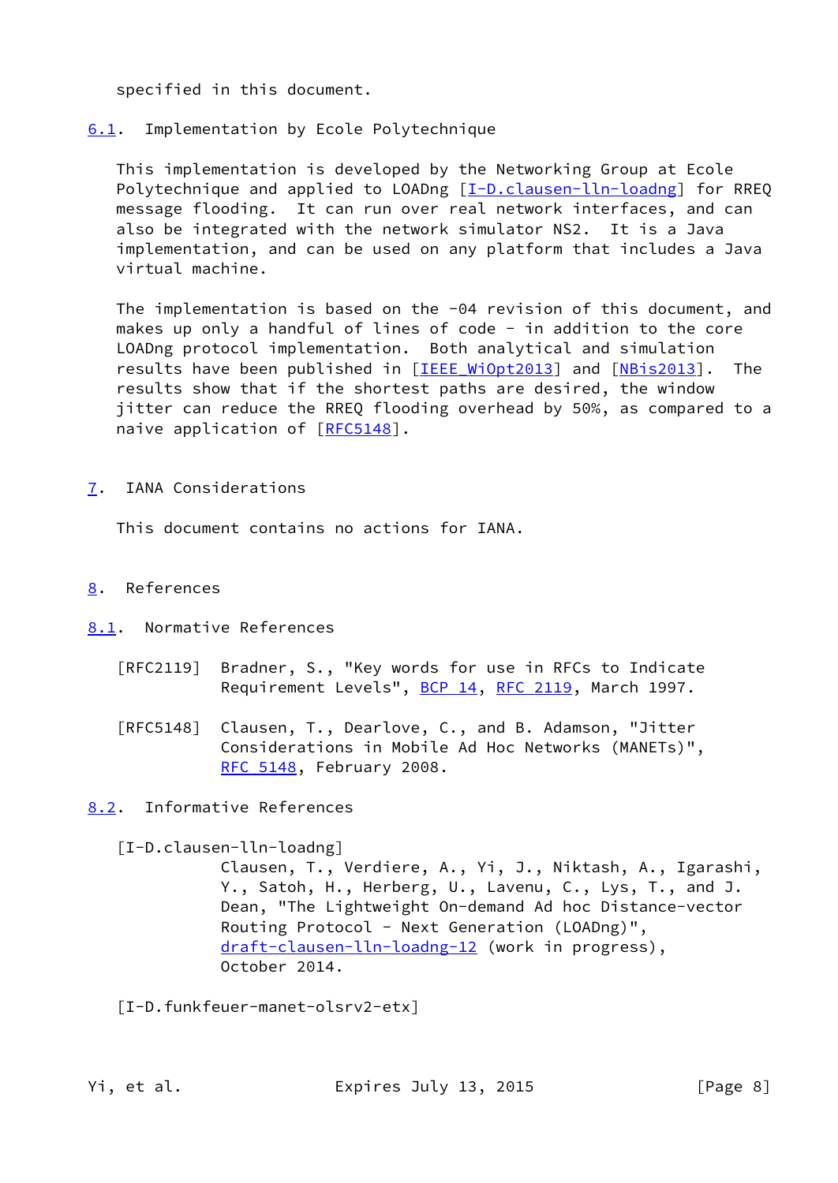specified in this document.

### 6.1. Implementation by Ecole Polytechnique

This implementation is developed by the Networking Group at Ecole Polytechnique and applied to LOADng [I-D.clausen-lln-loadng] for RREQ message flooding. It can run over real network interfaces, and can also be integrated with the network simulator NS2. It is a Java implementation, and can be used on any platform that includes a Java virtual machine.

The implementation is based on the -04 revision of this document, and makes up only a handful of lines of code - in addition to the core LOADng protocol implementation. Both analytical and simulation results have been published in [IEEE WiOpt2013] and [NBis2013]. The results show that if the shortest paths are desired, the window jitter can reduce the RREQ flooding overhead by 50%, as compared to a naive application of [RFC5148].

## 7. IANA Considerations

This document contains no actions for IANA.

## 8. References

### 8.1. Normative References

[RFC2119] Bradner, S., "Key words for use in RFCs to Indicate Requirement Levels", BCP 14, RFC 2119, March 1997.

[RFC5148] Clausen, T., Dearlove, C., and B. Adamson, "Jitter Considerations in Mobile Ad Hoc Networks (MANETs)", RFC 5148, February 2008.

### 8.2. Informative References

[I-D.clausen-lln-loadng]
Clausen, T., Verdiere, A., Yi, J., Niktash, A., Igarashi, Y., Satoh, H., Herberg, U., Lavenu, C., Lys, T., and J. Dean, "The Lightweight On-demand Ad hoc Distance-vector Routing Protocol - Next Generation (LOADng)", draft-clausen-lln-loadng-12 (work in progress), October 2014.

[I-D.funkfeuer-manet-olsrv2-etx]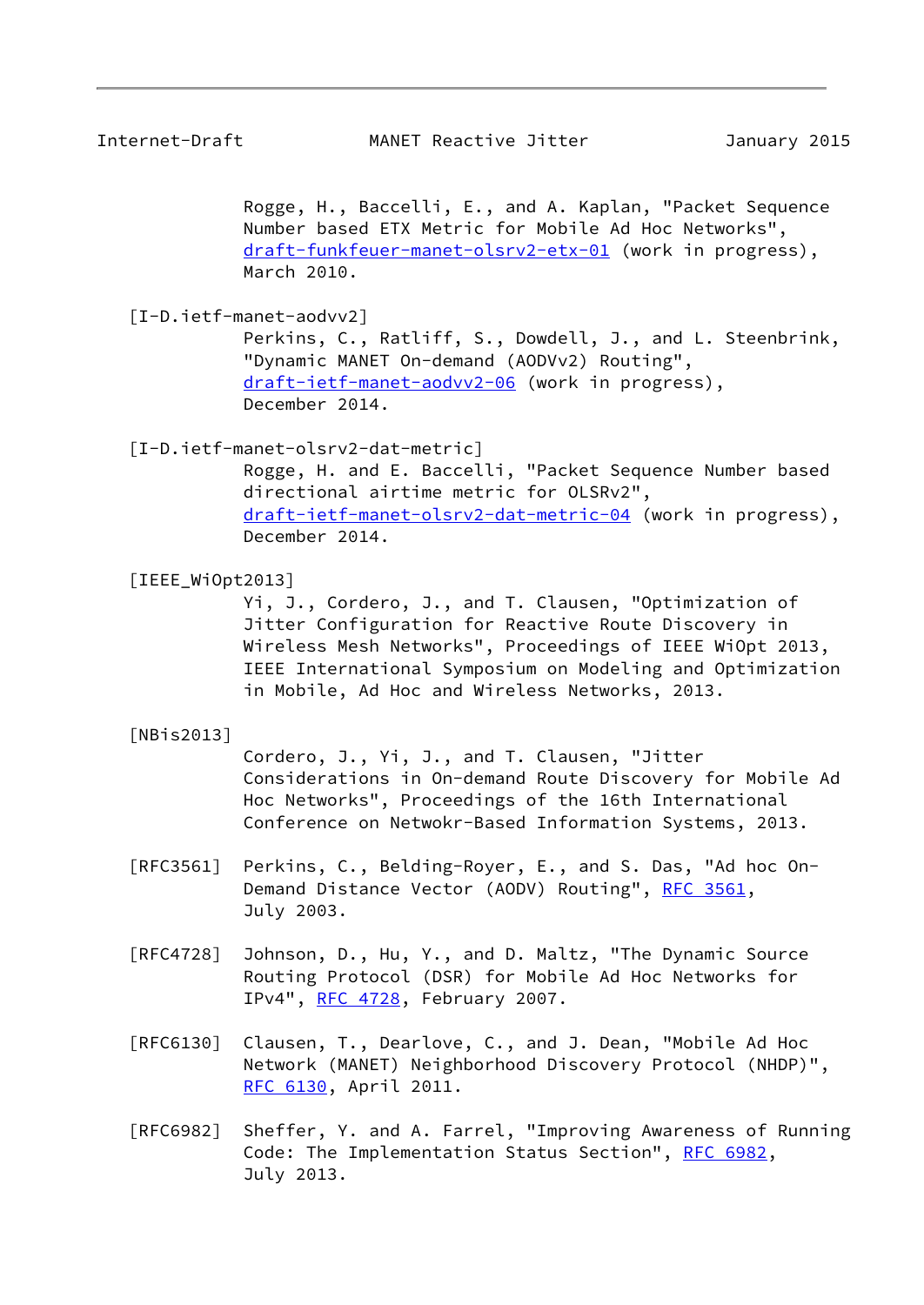Rogge, H., Baccelli, E., and A. Kaplan, "Packet Sequence Number based ETX Metric for Mobile Ad Hoc Networks", draft-funkfeuer-manet-olsrv2-etx-01 (work in progress), March 2010.

[I-D.ietf-manet-aodvv2]
Perkins, C., Ratliff, S., Dowdell, J., and L. Steenbrink, "Dynamic MANET On-demand (AODVv2) Routing", draft-ietf-manet-aodvv2-06 (work in progress), December 2014.

[I-D.ietf-manet-olsrv2-dat-metric]
Rogge, H. and E. Baccelli, "Packet Sequence Number based directional airtime metric for OLSRv2", draft-ietf-manet-olsrv2-dat-metric-04 (work in progress), December 2014.

[IEEE_WiOpt2013]
Yi, J., Cordero, J., and T. Clausen, "Optimization of Jitter Configuration for Reactive Route Discovery in Wireless Mesh Networks", Proceedings of IEEE WiOpt 2013, IEEE International Symposium on Modeling and Optimization in Mobile, Ad Hoc and Wireless Networks, 2013.

[NBis2013]
Cordero, J., Yi, J., and T. Clausen, "Jitter Considerations in On-demand Route Discovery for Mobile Ad Hoc Networks", Proceedings of the 16th International Conference on Netwokr-Based Information Systems, 2013.

[RFC3561] Perkins, C., Belding-Royer, E., and S. Das, "Ad hoc On-Demand Distance Vector (AODV) Routing", RFC 3561, July 2003.

[RFC4728] Johnson, D., Hu, Y., and D. Maltz, "The Dynamic Source Routing Protocol (DSR) for Mobile Ad Hoc Networks for IPv4", RFC 4728, February 2007.

[RFC6130] Clausen, T., Dearlove, C., and J. Dean, "Mobile Ad Hoc Network (MANET) Neighborhood Discovery Protocol (NHDP)", RFC 6130, April 2011.

[RFC6982] Sheffer, Y. and A. Farrel, "Improving Awareness of Running Code: The Implementation Status Section", RFC 6982, July 2013.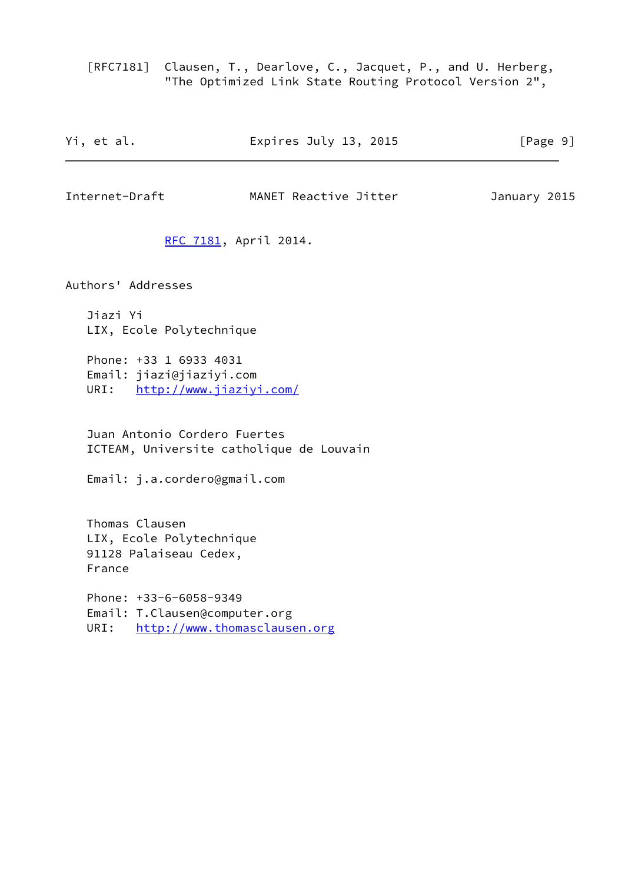[RFC7181] Clausen, T., Dearlove, C., Jacquet, P., and U. Herberg, "The Optimized Link State Routing Protocol Version 2", RFC 7181, April 2014.

## Authors' Addresses

Jiazi Yi
LIX, Ecole Polytechnique

Phone: +33 1 6933 4031
Email: jiazi@jiaziyi.com
URI: http://www.jiaziyi.com/

Juan Antonio Cordero Fuertes
ICTEAM, Universite catholique de Louvain

Email: j.a.cordero@gmail.com

Thomas Clausen
LIX, Ecole Polytechnique
91128 Palaiseau Cedex,
France

Phone: +33-6-6058-9349
Email: T.Clausen@computer.org
URI: http://www.thomasclausen.org